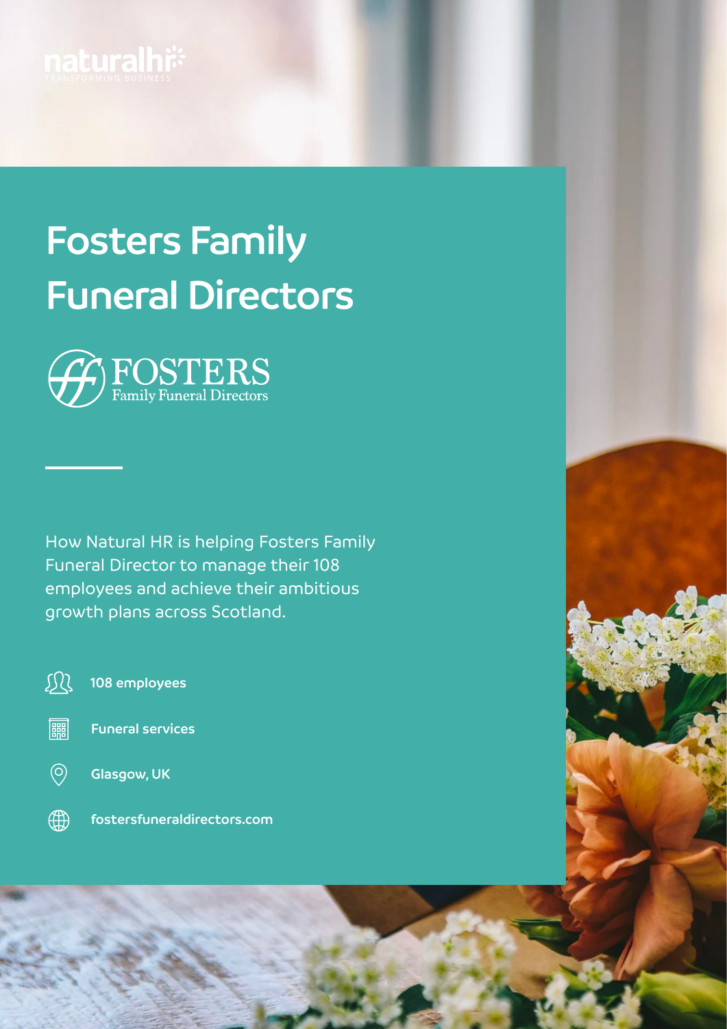naturalhr
TRANSFORMING BUSINESS

# Fosters Family Funeral Directors

FOSTERS
Family Funeral Directors

How Natural HR is helping Fosters Family Funeral Director to manage their 108 employees and achieve their ambitious growth plans across Scotland.

**108 employees**

**Funeral services**

**Glasgow, UK**

**fostersfuneraldirectors.com**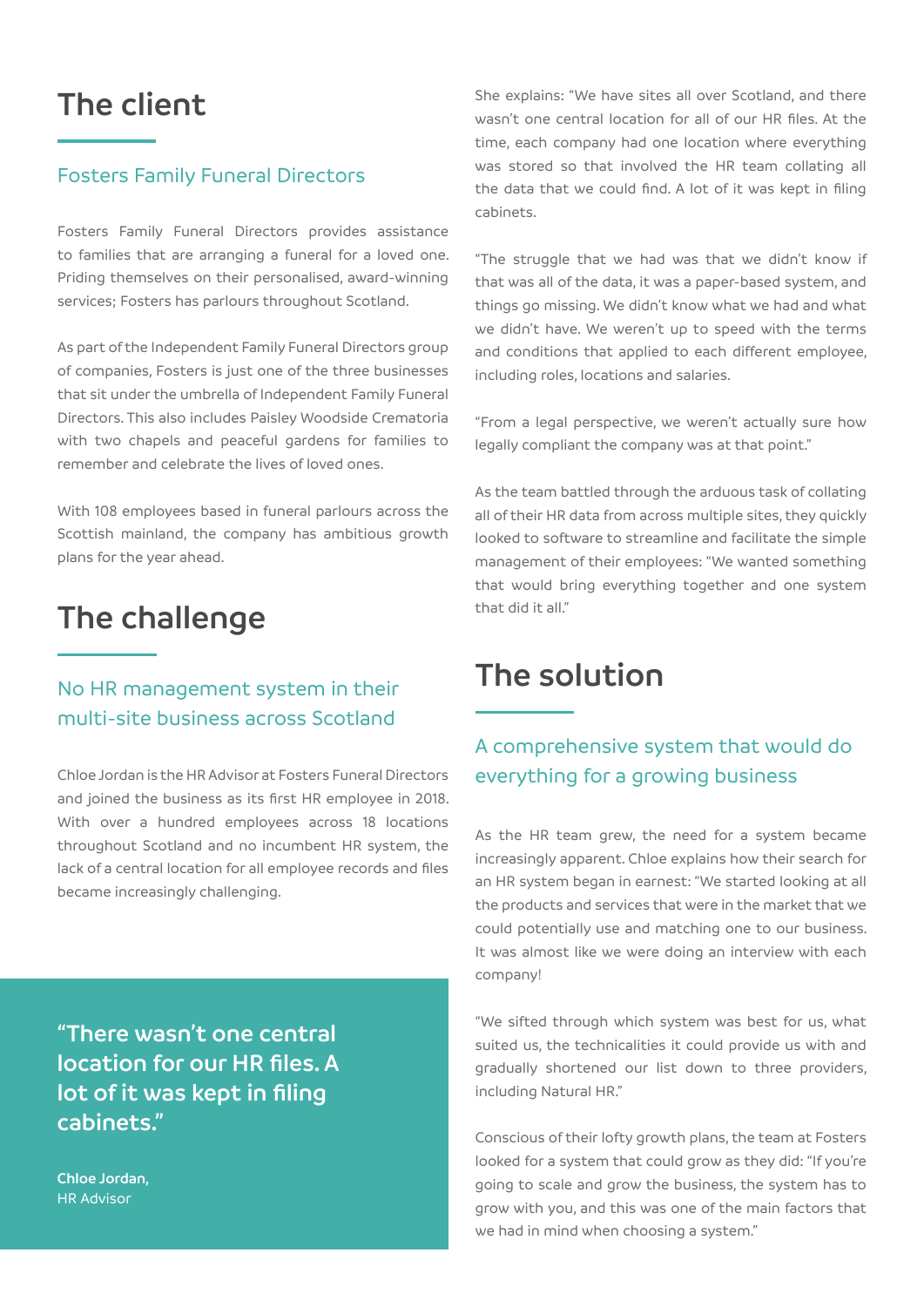## The client

### Fosters Family Funeral Directors

Fosters Family Funeral Directors provides assistance to families that are arranging a funeral for a loved one. Priding themselves on their personalised, award-winning services; Fosters has parlours throughout Scotland.

As part of the Independent Family Funeral Directors group of companies, Fosters is just one of the three businesses that sit under the umbrella of Independent Family Funeral Directors. This also includes Paisley Woodside Crematoria with two chapels and peaceful gardens for families to remember and celebrate the lives of loved ones.

With 108 employees based in funeral parlours across the Scottish mainland, the company has ambitious growth plans for the year ahead.

## The challenge

### No HR management system in their multi-site business across Scotland

Chloe Jordan is the HR Advisor at Fosters Funeral Directors and joined the business as its first HR employee in 2018. With over a hundred employees across 18 locations throughout Scotland and no incumbent HR system, the lack of a central location for all employee records and files became increasingly challenging.

> "There wasn't one central location for our HR files. A lot of it was kept in filing cabinets."
>
> **Chloe Jordan,**
> HR Advisor

She explains: "We have sites all over Scotland, and there wasn't one central location for all of our HR files. At the time, each company had one location where everything was stored so that involved the HR team collating all the data that we could find. A lot of it was kept in filing cabinets.

"The struggle that we had was that we didn't know if that was all of the data, it was a paper-based system, and things go missing. We didn't know what we had and what we didn't have. We weren't up to speed with the terms and conditions that applied to each different employee, including roles, locations and salaries.

"From a legal perspective, we weren't actually sure how legally compliant the company was at that point."

As the team battled through the arduous task of collating all of their HR data from across multiple sites, they quickly looked to software to streamline and facilitate the simple management of their employees: "We wanted something that would bring everything together and one system that did it all."

## The solution

### A comprehensive system that would do everything for a growing business

As the HR team grew, the need for a system became increasingly apparent. Chloe explains how their search for an HR system began in earnest: "We started looking at all the products and services that were in the market that we could potentially use and matching one to our business. It was almost like we were doing an interview with each company!

"We sifted through which system was best for us, what suited us, the technicalities it could provide us with and gradually shortened our list down to three providers, including Natural HR."

Conscious of their lofty growth plans, the team at Fosters looked for a system that could grow as they did: "If you're going to scale and grow the business, the system has to grow with you, and this was one of the main factors that we had in mind when choosing a system."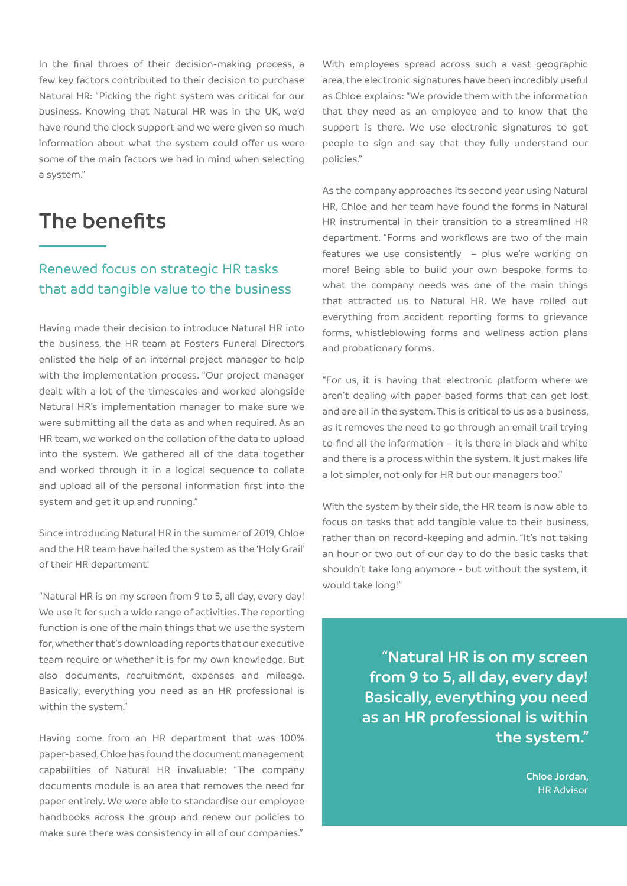In the final throes of their decision-making process, a few key factors contributed to their decision to purchase Natural HR: "Picking the right system was critical for our business. Knowing that Natural HR was in the UK, we'd have round the clock support and we were given so much information about what the system could offer us were some of the main factors we had in mind when selecting a system."

## The benefits

### Renewed focus on strategic HR tasks that add tangible value to the business

Having made their decision to introduce Natural HR into the business, the HR team at Fosters Funeral Directors enlisted the help of an internal project manager to help with the implementation process. "Our project manager dealt with a lot of the timescales and worked alongside Natural HR's implementation manager to make sure we were submitting all the data as and when required. As an HR team, we worked on the collation of the data to upload into the system. We gathered all of the data together and worked through it in a logical sequence to collate and upload all of the personal information first into the system and get it up and running."

Since introducing Natural HR in the summer of 2019, Chloe and the HR team have hailed the system as the 'Holy Grail' of their HR department!

"Natural HR is on my screen from 9 to 5, all day, every day! We use it for such a wide range of activities. The reporting function is one of the main things that we use the system for, whether that's downloading reports that our executive team require or whether it is for my own knowledge. But also documents, recruitment, expenses and mileage. Basically, everything you need as an HR professional is within the system."

Having come from an HR department that was 100% paper-based, Chloe has found the document management capabilities of Natural HR invaluable: "The company documents module is an area that removes the need for paper entirely. We were able to standardise our employee handbooks across the group and renew our policies to make sure there was consistency in all of our companies."

With employees spread across such a vast geographic area, the electronic signatures have been incredibly useful as Chloe explains: "We provide them with the information that they need as an employee and to know that the support is there. We use electronic signatures to get people to sign and say that they fully understand our policies."

As the company approaches its second year using Natural HR, Chloe and her team have found the forms in Natural HR instrumental in their transition to a streamlined HR department. "Forms and workflows are two of the main features we use consistently – plus we're working on more! Being able to build your own bespoke forms to what the company needs was one of the main things that attracted us to Natural HR. We have rolled out everything from accident reporting forms to grievance forms, whistleblowing forms and wellness action plans and probationary forms.

"For us, it is having that electronic platform where we aren't dealing with paper-based forms that can get lost and are all in the system. This is critical to us as a business, as it removes the need to go through an email trail trying to find all the information – it is there in black and white and there is a process within the system. It just makes life a lot simpler, not only for HR but our managers too."

With the system by their side, the HR team is now able to focus on tasks that add tangible value to their business, rather than on record-keeping and admin. "It's not taking an hour or two out of our day to do the basic tasks that shouldn't take long anymore - but without the system, it would take long!"

> **"Natural HR is on my screen from 9 to 5, all day, every day! Basically, everything you need as an HR professional is within the system."**
>
> **Chloe Jordan,**
> HR Advisor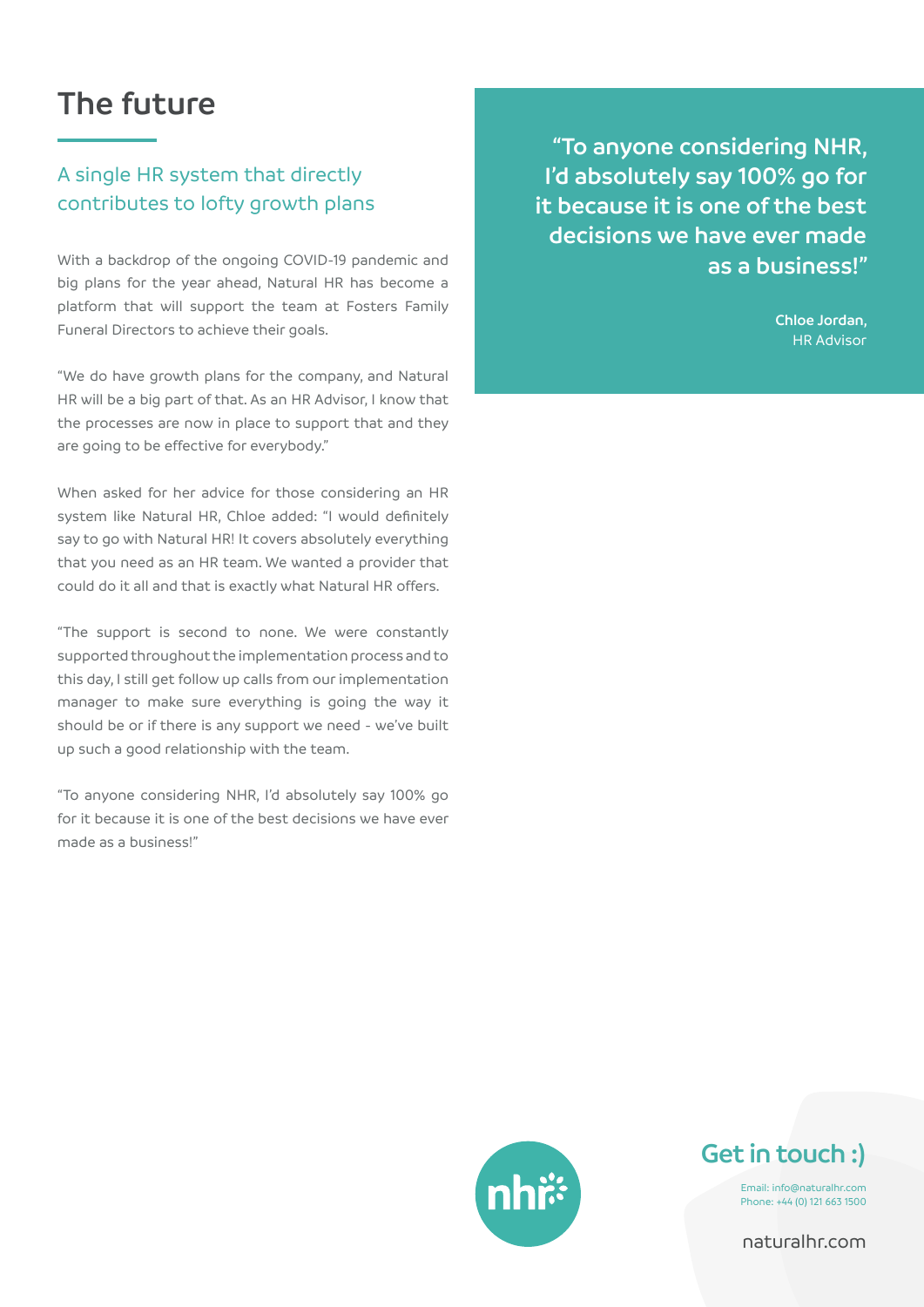# The future

## A single HR system that directly contributes to lofty growth plans

With a backdrop of the ongoing COVID-19 pandemic and big plans for the year ahead, Natural HR has become a platform that will support the team at Fosters Family Funeral Directors to achieve their goals.

"We do have growth plans for the company, and Natural HR will be a big part of that. As an HR Advisor, I know that the processes are now in place to support that and they are going to be effective for everybody."

When asked for her advice for those considering an HR system like Natural HR, Chloe added: "I would definitely say to go with Natural HR! It covers absolutely everything that you need as an HR team. We wanted a provider that could do it all and that is exactly what Natural HR offers.

"The support is second to none. We were constantly supported throughout the implementation process and to this day, I still get follow up calls from our implementation manager to make sure everything is going the way it should be or if there is any support we need - we've built up such a good relationship with the team.

"To anyone considering NHR, I'd absolutely say 100% go for it because it is one of the best decisions we have ever made as a business!"

> **"To anyone considering NHR, I'd absolutely say 100% go for it because it is one of the best decisions we have ever made as a business!"**
>
> **Chloe Jordan,**
> HR Advisor

## Get in touch :)

Email: info@naturalhr.com
Phone: +44 (0) 121 663 1500

naturalhr.com